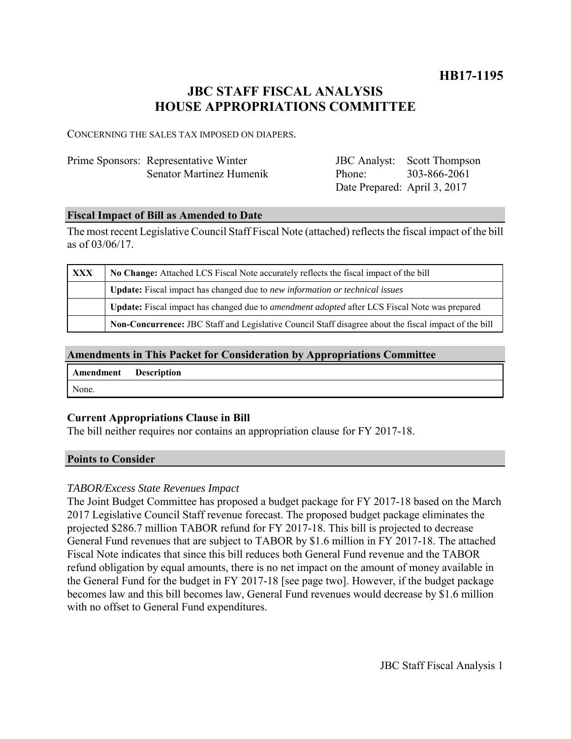**HB17-1195**

# JBC STAFF FISCAL ANALYSIS
# HOUSE APPROPRIATIONS COMMITTEE

CONCERNING THE SALES TAX IMPOSED ON DIAPERS.

| | | | |
|---|---|---|---|
| Prime Sponsors: | Representative Winter<br>Senator Martinez Humenik | JBC Analyst:<br>Phone:<br>Date Prepared: | Scott Thompson<br>303-866-2061<br>April 3, 2017 |

## Fiscal Impact of Bill as Amended to Date

The most recent Legislative Council Staff Fiscal Note (attached) reflects the fiscal impact of the bill as of 03/06/17.

| | |
|---|---|
| XXX | **No Change:** Attached LCS Fiscal Note accurately reflects the fiscal impact of the bill |
| | **Update:** Fiscal impact has changed due to *new information or technical issues* |
| | **Update:** Fiscal impact has changed due to *amendment adopted* after LCS Fiscal Note was prepared |
| | **Non-Concurrence:** JBC Staff and Legislative Council Staff disagree about the fiscal impact of the bill |

## Amendments in This Packet for Consideration by Appropriations Committee

| Amendment | Description |
|---|---|
| None. | |

### Current Appropriations Clause in Bill

The bill neither requires nor contains an appropriation clause for FY 2017-18.

## Points to Consider

*TABOR/Excess State Revenues Impact*

The Joint Budget Committee has proposed a budget package for FY 2017-18 based on the March 2017 Legislative Council Staff revenue forecast. The proposed budget package eliminates the projected $286.7 million TABOR refund for FY 2017-18. This bill is projected to decrease General Fund revenues that are subject to TABOR by $1.6 million in FY 2017-18. The attached Fiscal Note indicates that since this bill reduces both General Fund revenue and the TABOR refund obligation by equal amounts, there is no net impact on the amount of money available in the General Fund for the budget in FY 2017-18 [see page two]. However, if the budget package becomes law and this bill becomes law, General Fund revenues would decrease by $1.6 million with no offset to General Fund expenditures.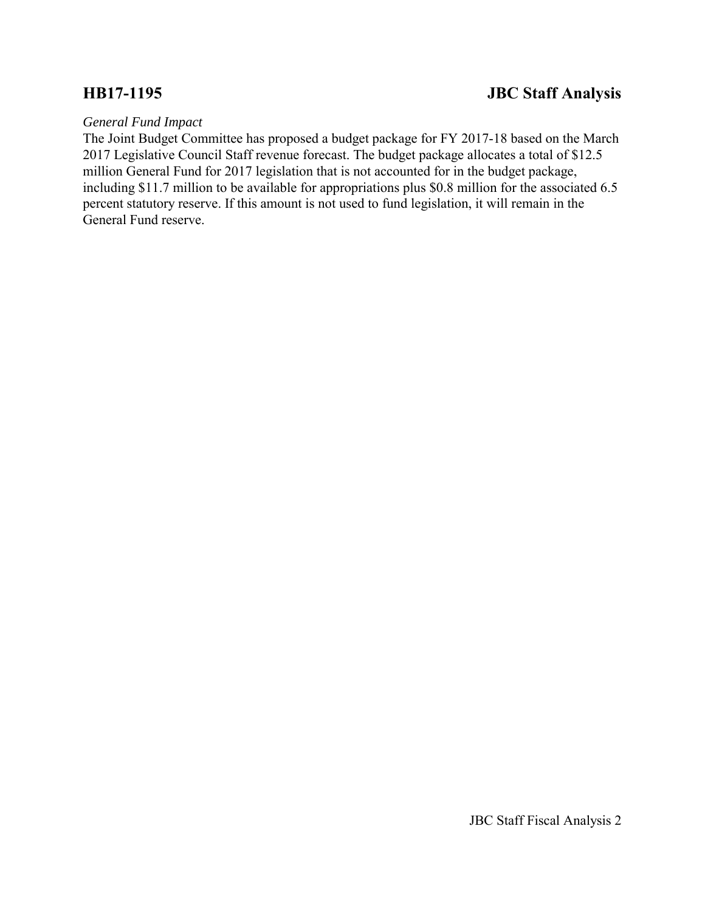*General Fund Impact*

The Joint Budget Committee has proposed a budget package for FY 2017-18 based on the March 2017 Legislative Council Staff revenue forecast. The budget package allocates a total of $12.5 million General Fund for 2017 legislation that is not accounted for in the budget package, including $11.7 million to be available for appropriations plus $0.8 million for the associated 6.5 percent statutory reserve. If this amount is not used to fund legislation, it will remain in the General Fund reserve.